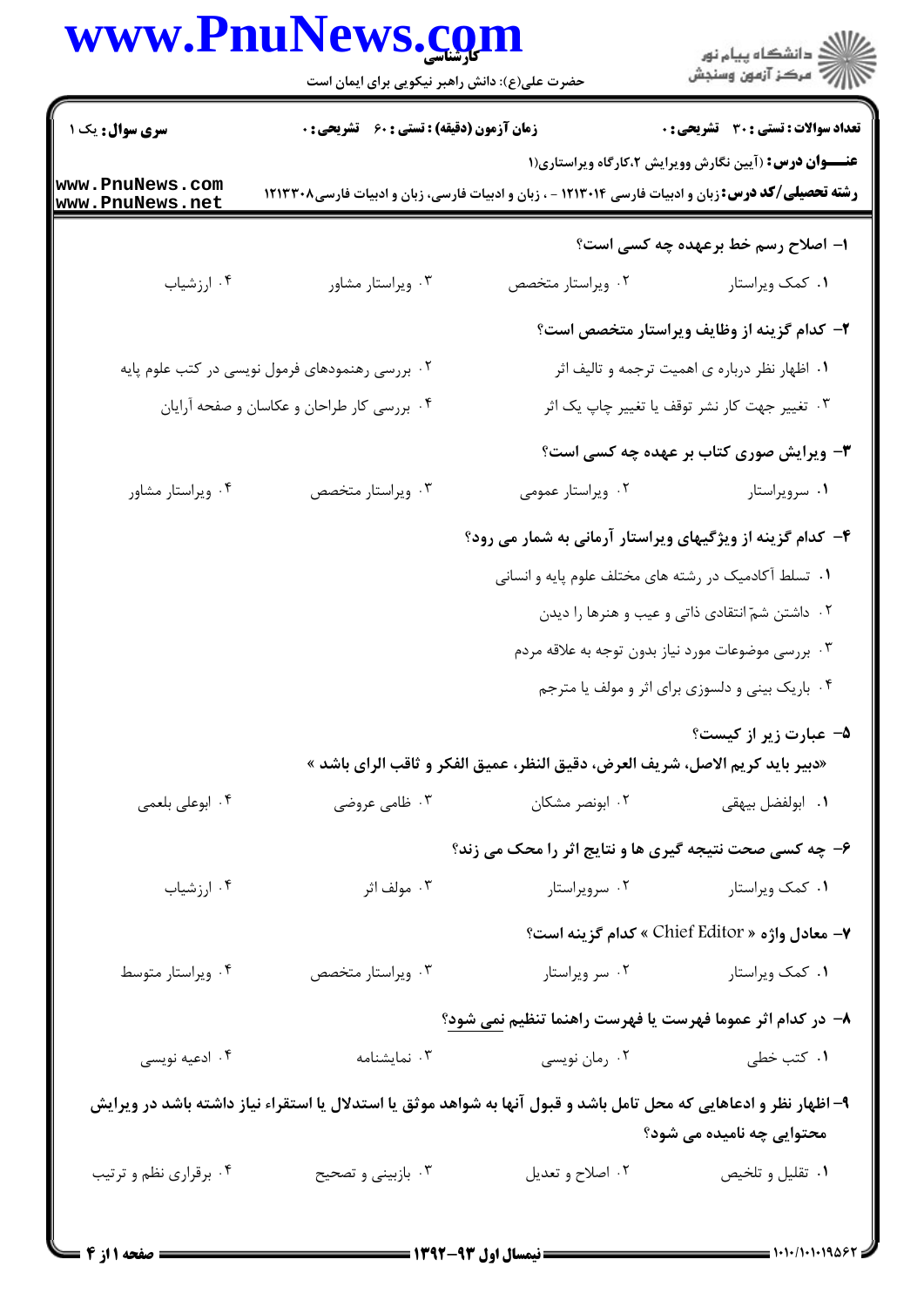**سری سوال:** یک ۱ | **زمان آزمون (دقیقه):** تستی: ۶۰ تشریحی: ۰ | **تعداد سوالات:** تستی: ۳۰ تشریحی: ۰

**عنـــوان درس:** (آیین نگارش وویرایش ۲،کارگاه ویراستاری)۱

**رشته تحصیلی/کد درس:** زبان و ادبیات فارسی ۱۲۱۳۰۱۴ - ، زبان و ادبیات فارسی، زبان و ادبیات فارسی۱۲۱۳۳۰۸

۱- اصلاح رسم خط برعهده چه کسی است؟

۱. کمک ویراستار
۲. ویراستار متخصص
۳. ویراستار مشاور
۴. ارزشیاب

۲- کدام گزینه از وظایف ویراستار متخصص است؟

۱. اظهار نظر درباره ی اهمیت ترجمه و تالیف اثر
۲. بررسی رهنمودهای فرمول نویسی در کتب علوم پایه
۳. تغییر جهت کار نشر توقف یا تغییر چاپ یک اثر
۴. بررسی کار طراحان و عکاسان و صفحه آرایان

۳- ویرایش صوری کتاب بر عهده چه کسی است؟

۱. سرویراستار
۲. ویراستار عمومی
۳. ویراستار متخصص
۴. ویراستار مشاور

۴- کدام گزینه از ویژگیهای ویراستار آرمانی به شمار می رود؟

۱. تسلط آکادمیک در رشته های مختلف علوم پایه و انسانی
۲. داشتن شمّ انتقادی ذاتی و عیب و هنرها را دیدن
۳. بررسی موضوعات مورد نیاز بدون توجه به علاقه مردم
۴. باریک بینی و دلسوزی برای اثر و مولف یا مترجم

۵- عبارت زیر از کیست؟

«دبیر باید کریم الاصل، شریف العرض، دقیق النظر، عمیق الفکر و ثاقب الرای باشد »

۱. ابولفضل بیهقی
۲. ابونصر مشکان
۳. ظامی عروضی
۴. ابوعلی بلعمی

۶- چه کسی صحت نتیجه گیری ها و نتایج اثر را محک می زند؟

۱. کمک ویراستار
۲. سرویراستار
۳. مولف اثر
۴. ارزشیاب

۷- معادل واژه « Chief Editor » کدام گزینه است؟

۱. کمک ویراستار
۲. سر ویراستار
۳. ویراستار متخصص
۴. ویراستار متوسط

۸- در کدام اثر عموما فهرست یا فهرست راهنما تنظیم نمی شود؟

۱. کتب خطی
۲. رمان نویسی
۳. نمایشنامه
۴. ادعیه نویسی

۹- اظهار نظر و ادعاهایی که محل تامل باشد و قبول آنها به شواهد موثق یا استدلال یا استقراء نیاز داشته باشد در ویرایش محتوایی چه نامیده می شود؟

۱. تقلیل و تلخیص
۲. اصلاح و تعدیل
۳. بازبینی و تصحیح
۴. برقراری نظم و ترتیب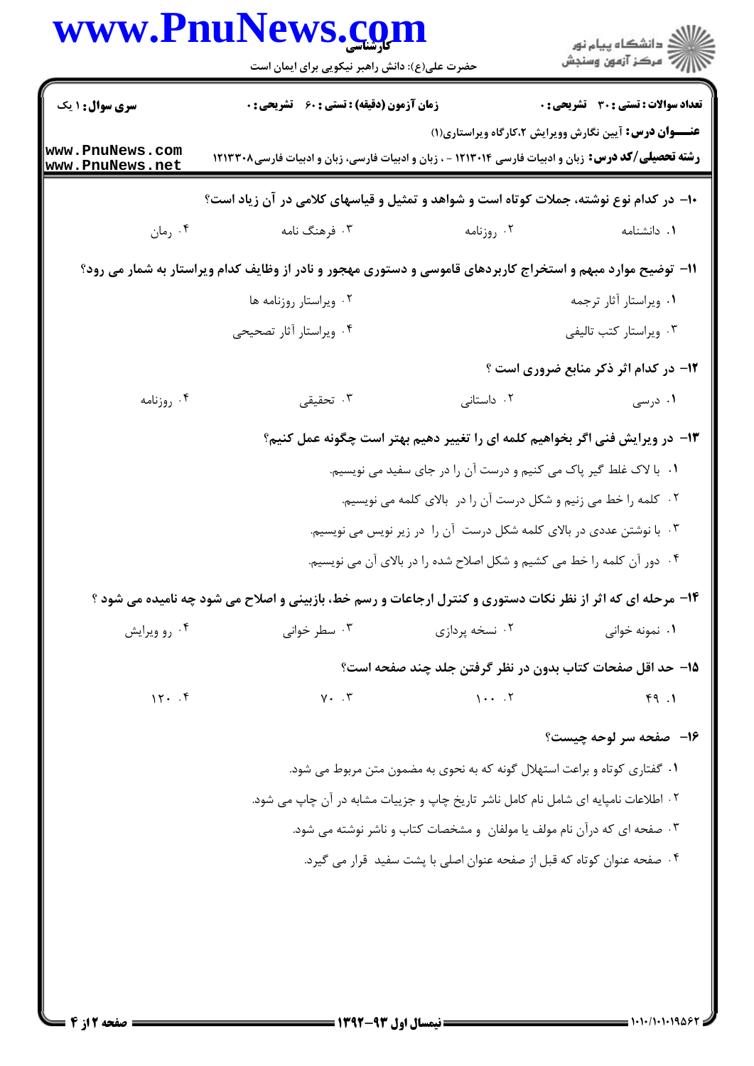۱۰- در کدام نوع نوشته، جملات کوتاه است و شواهد و تمثیل و قیاسهای کلامی در آن زیاد است؟

۱. دانشنامه
۲. روزنامه
۳. فرهنگ نامه
۴. رمان

۱۱- توضیح موارد مبهم و استخراج کاربردهای قاموسی و دستوری مهجور و نادر از وظایف کدام ویراستار به شمار می رود؟

۱. ویراستار آثار ترجمه
۲. ویراستار روزنامه ها
۳. ویراستار کتب تالیفی
۴. ویراستار آثار تصحیحی

۱۲- در کدام اثر ذکر منابع ضروری است ؟

۱. درسی
۲. داستانی
۳. تحقیقی
۴. روزنامه

۱۳- در ویرایش فنی اگر بخواهیم کلمه ای را تغییر دهیم بهتر است چگونه عمل کنیم؟

۱. با لاک غلط گیر پاک می کنیم و درست آن را در جای سفید می نویسیم.
۲. کلمه را خط می زنیم و شکل درست آن را در بالای کلمه می نویسیم.
۳. با نوشتن عددی در بالای کلمه شکل درست آن را در زیر نویس می نویسیم.
۴. دور آن کلمه را خط می کشیم و شکل اصلاح شده را در بالای آن می نویسیم.

۱۴- مرحله ای که اثر از نظر نکات دستوری و کنترل ارجاعات و رسم خط، بازبینی و اصلاح می شود چه نامیده می شود ؟

۱. نمونه خوانی
۲. نسخه پردازی
۳. سطر خوانی
۴. رو ویرایش

۱۵- حد اقل صفحات کتاب بدون در نظر گرفتن جلد چند صفحه است؟

۱. ۴۹
۲. ۱۰۰
۳. ۷۰
۴. ۱۲۰

۱۶- صفحه سر لوحه چیست؟

۱. گفتاری کوتاه و براعت استهلال گونه که به نحوی به مضمون متن مربوط می شود.
۲. اطلاعات نامپایه ای شامل نام کامل ناشر تاریخ چاپ و جزییات مشابه در آن چاپ می شود.
۳. صفحه ای که درآن نام مولف یا مولفان و مشخصات کتاب و ناشر نوشته می شود.
۴. صفحه عنوان کوتاه که قبل از صفحه عنوان اصلی با پشت سفید قرار می گیرد.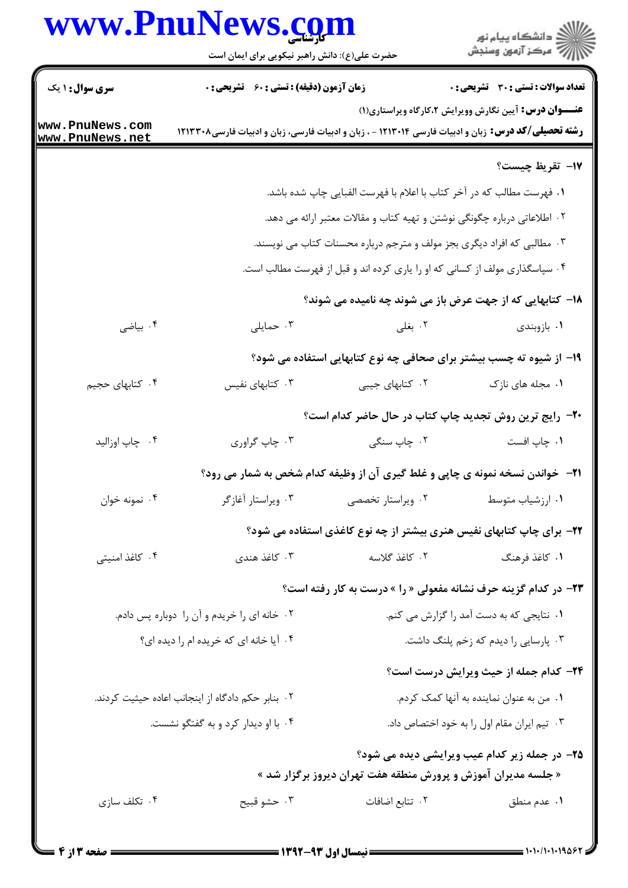**سری سوال:** ۱ یک | **زمان آزمون (دقیقه) : تستی :** ۶۰ **تشریحی :** ۰ | **تعداد سوالات : تستی :** ۳۰ **تشریحی :** ۰

**عنـــوان درس:** آیین نگارش وویرایش ۲،کارگاه ویراستاری(۱)

**رشته تحصیلی/کد درس:** زبان و ادبیات فارسی ۱۲۱۳۰۱۴ - ، زبان و ادبیات فارسی، زبان و ادبیات فارسی۱۲۱۳۳۰۸

**۱۷- تقریظ چیست؟**

۱. فهرست مطالب که در آخر کتاب با اعلام با فهرست الفبایی چاپ شده باشد.

۲. اطلاعاتی درباره چگونگی نوشتن و تهیه کتاب و مقالات معتبر ارائه می دهد.

۳. مطالبی که افراد دیگری بجز مولف و مترجم درباره محسنات کتاب می نویسند.

۴. سپاسگذاری مولف از کسانی که او را یاری کرده اند و قبل از فهرست مطالب است.

**۱۸- کتابهایی که از جهت عرض باز می شوند چه نامیده می شوند؟**

۱. بازوبندی ۲. بغلی ۳. حمایلی ۴. بیاضی

**۱۹- از شیوه ته چسب بیشتر برای صحافی چه نوع کتابهایی استفاده می شود؟**

۱. مجله های نازک ۲. کتابهای جیبی ۳. کتابهای نفیس ۴. کتابهای حجیم

**۲۰- رایج ترین روش تجدید چاپ کتاب در حال حاضر کدام است؟**

۱. چاپ افست ۲. چاپ سنگی ۳. چاپ گراوری ۴. چاپ اوزالید

**۲۱- خواندن نسخه نمونه ی چاپی و غلط گیری آن از وظیفه کدام شخص به شمار می رود؟**

۱. ارزشیاب متوسط ۲. ویراستار تخصصی ۳. ویراستار آغازگر ۴. نمونه خوان

**۲۲- برای چاپ کتابهای نفیس هنری بیشتر از چه نوع کاغذی استفاده می شود؟**

۱. کاغذ فرهنگ ۲. کاغذ گلاسه ۳. کاغذ هندی ۴. کاغذ امنیتی

**۲۳- در کدام گزینه حرف نشانه مفعولی « را » درست به کار رفته است؟**

۱. نتایجی که به دست آمد را گزارش می کنم.

۲. خانه ای را خریدم و آن را دوباره پس دادم.

۳. پارسایی را دیدم که زخم پلنگ داشت.

۴. آیا خانه ای که خریده ام را دیده ای؟

**۲۴- کدام جمله از حیث ویرایش درست است؟**

۱. من به عنوان نماینده به آنها کمک کردم.

۲. بنابر حکم دادگاه از اینجانب اعاده حیثیت کردند.

۳. تیم ایران مقام اول را به خود اختصاص داد.

۴. با او دیدار کرد و به گفتگو نشست.

**۲۵- در جمله زیر کدام عیب ویرایشی دیده می شود؟**

**« جلسه مدیران آموزش و پرورش منطقه هفت تهران دیروز برگزار شد »**

۱. عدم منطق ۲. تتابع اضافات ۳. حشو قبیح ۴. تکلف سازی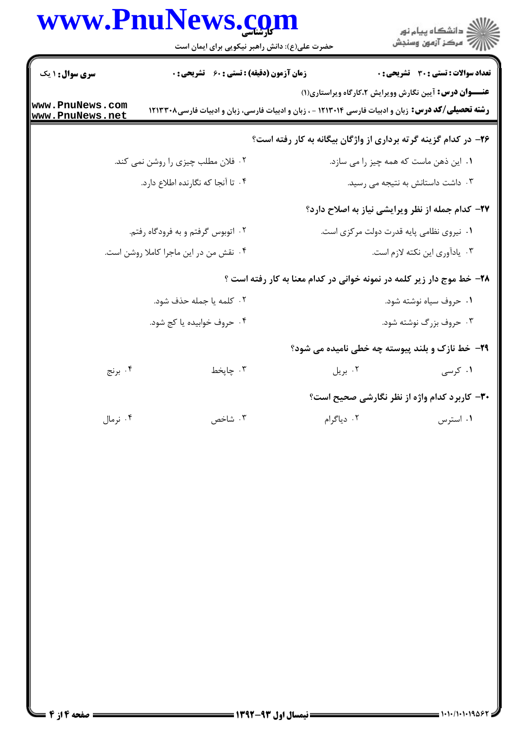۲۶- در کدام گزینه گرته برداری از واژگان بیگانه به کار رفته است؟

۱. این ذهن ماست که همه چیز را می سازد.

۲. فلان مطلب چیزی را روشن نمی کند.

۳. داشت داستانش به نتیجه می رسید.

۴. تا آنجا که نگارنده اطلاع دارد.

۲۷- کدام جمله از نظر ویرایشی نیاز به اصلاح دارد؟

۱. نیروی نظامی پایه قدرت دولت مرکزی است.

۲. اتوبوس گرفتم و به فرودگاه رفتم.

۳. یادآوری این نکته لازم است.

۴. نقش من در این ماجرا کاملا روشن است.

۲۸- خط موج دار زیر کلمه در نمونه خوانی در کدام معنا به کار رفته است ؟

۱. حروف سیاه نوشته شود.

۲. کلمه یا جمله حذف شود.

۳. حروف بزرگ نوشته شود.

۴. حروف خوابیده یا کج شود.

۲۹- خط نازک و بلند پیوسته چه خطی نامیده می شود؟

۱. کرسی

۲. بریل

۳. چاپخط

۴. برنج

۳۰- کاربرد کدام واژه از نظر نگارشی صحیح است؟

۱. استرس

۲. دیاگرام

۳. شاخص

۴. نرمال